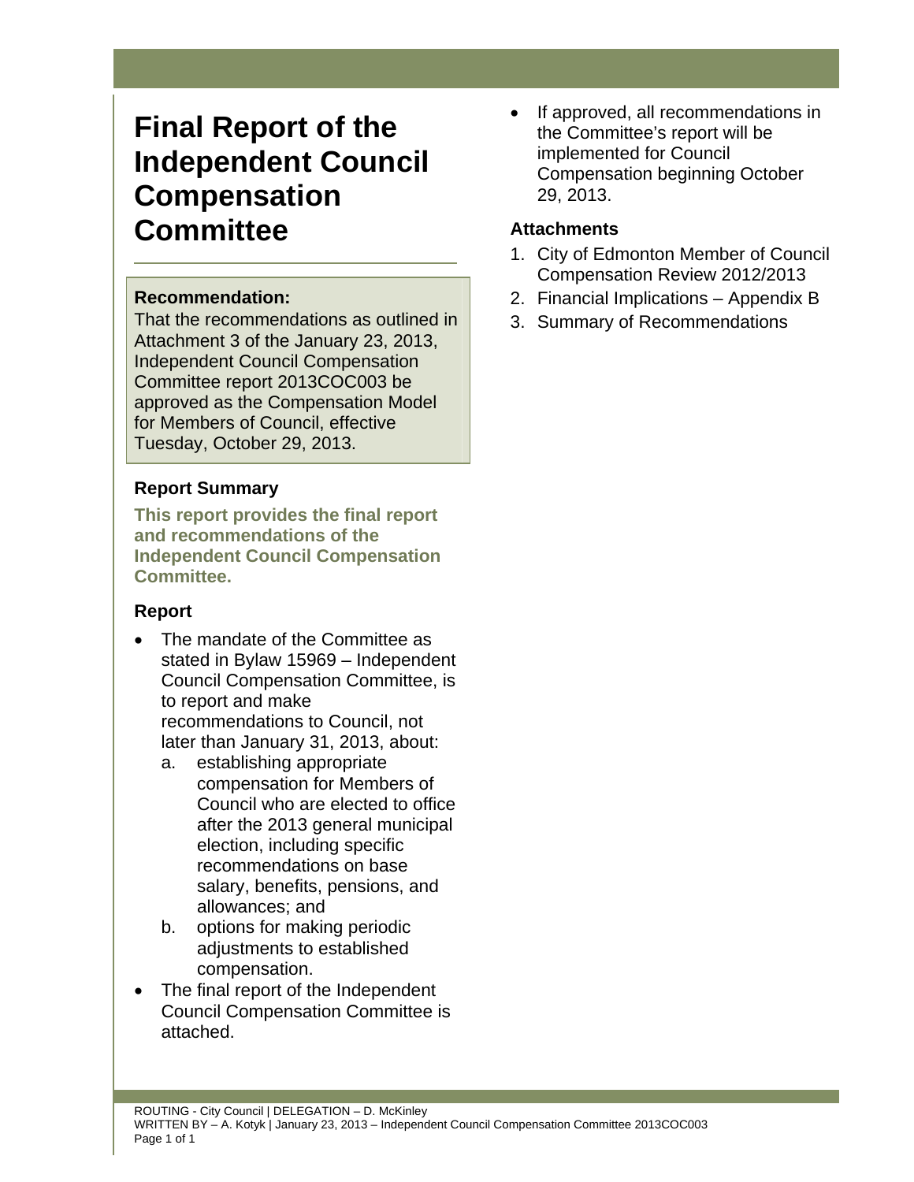# Final Report of the Independent Council Compensation Committee

**Recommendation:**

That the recommendations as outlined in Attachment 3 of the January 23, 2013, Independent Council Compensation Committee report 2013COC003 be approved as the Compensation Model for Members of Council, effective Tuesday, October 29, 2013.

## Report Summary

**This report provides the final report and recommendations of the Independent Council Compensation Committee.**

## Report

- The mandate of the Committee as stated in Bylaw 15969 – Independent Council Compensation Committee, is to report and make recommendations to Council, not later than January 31, 2013, about:
  a. establishing appropriate compensation for Members of Council who are elected to office after the 2013 general municipal election, including specific recommendations on base salary, benefits, pensions, and allowances; and
  b. options for making periodic adjustments to established compensation.
- The final report of the Independent Council Compensation Committee is attached.
- If approved, all recommendations in the Committee's report will be implemented for Council Compensation beginning October 29, 2013.

## Attachments

1. City of Edmonton Member of Council Compensation Review 2012/2013
2. Financial Implications – Appendix B
3. Summary of Recommendations

ROUTING - City Council | DELEGATION – D. McKinley
WRITTEN BY – A. Kotyk | January 23, 2013 – Independent Council Compensation Committee 2013COC003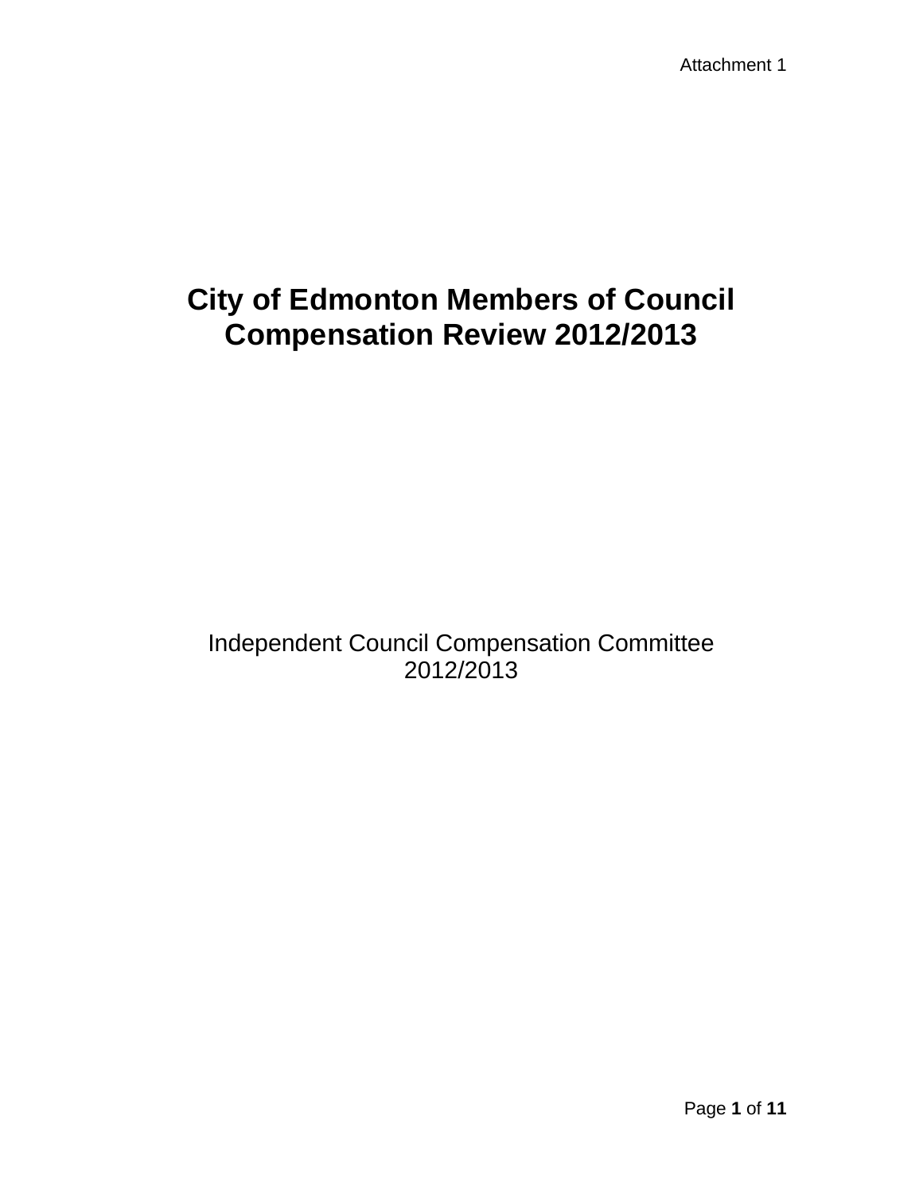Attachment 1

# City of Edmonton Members of Council Compensation Review 2012/2013

Independent Council Compensation Committee
2012/2013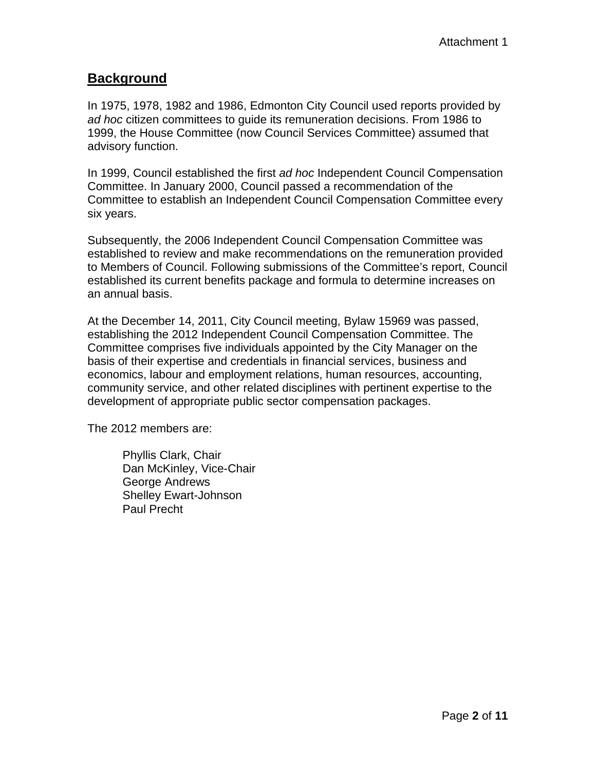## **Background**

In 1975, 1978, 1982 and 1986, Edmonton City Council used reports provided by *ad hoc* citizen committees to guide its remuneration decisions. From 1986 to 1999, the House Committee (now Council Services Committee) assumed that advisory function.

In 1999, Council established the first *ad hoc* Independent Council Compensation Committee. In January 2000, Council passed a recommendation of the Committee to establish an Independent Council Compensation Committee every six years.

Subsequently, the 2006 Independent Council Compensation Committee was established to review and make recommendations on the remuneration provided to Members of Council. Following submissions of the Committee's report, Council established its current benefits package and formula to determine increases on an annual basis.

At the December 14, 2011, City Council meeting, Bylaw 15969 was passed, establishing the 2012 Independent Council Compensation Committee. The Committee comprises five individuals appointed by the City Manager on the basis of their expertise and credentials in financial services, business and economics, labour and employment relations, human resources, accounting, community service, and other related disciplines with pertinent expertise to the development of appropriate public sector compensation packages.

The 2012 members are:

Phyllis Clark, Chair
Dan McKinley, Vice-Chair
George Andrews
Shelley Ewart-Johnson
Paul Precht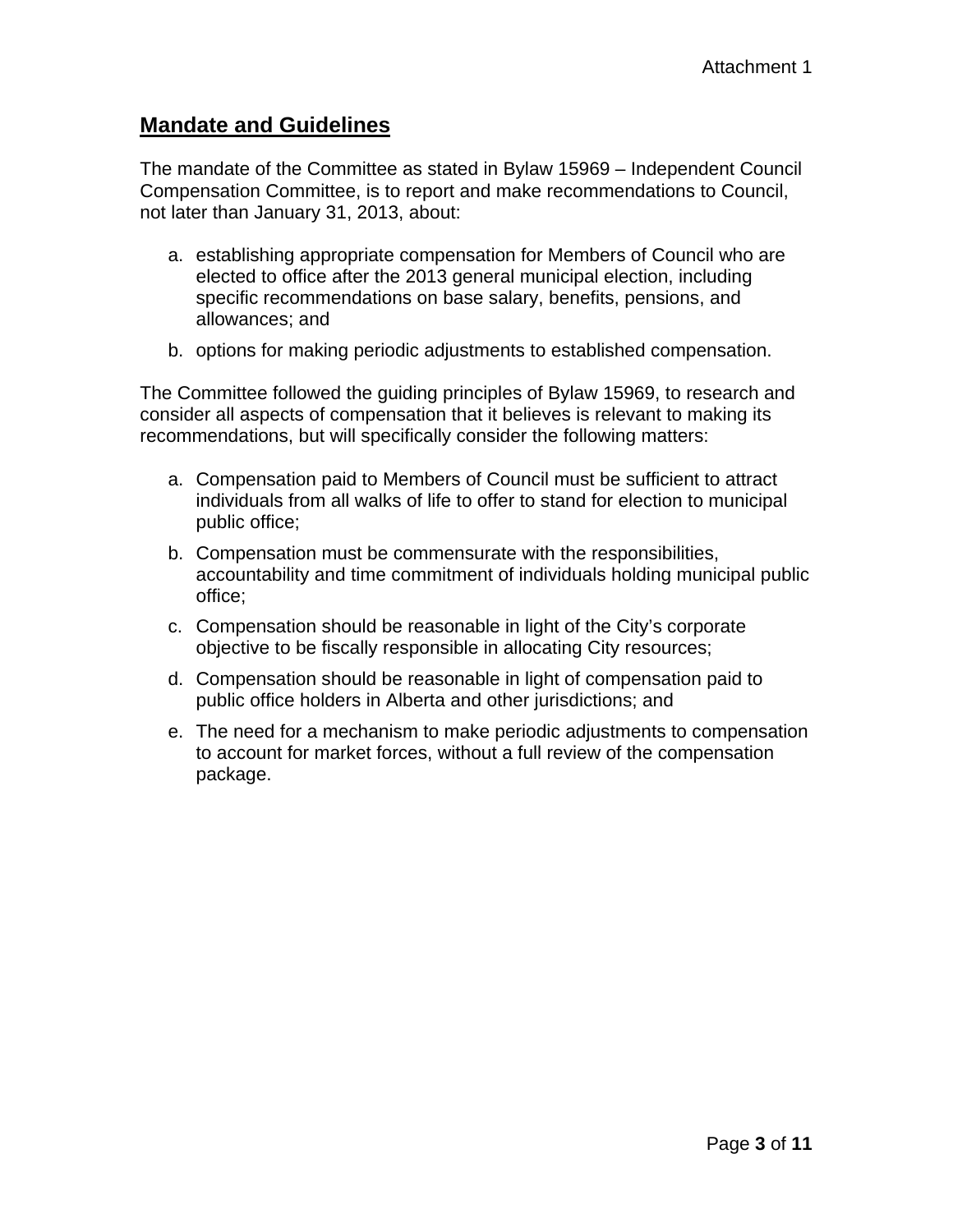## Mandate and Guidelines

The mandate of the Committee as stated in Bylaw 15969 – Independent Council Compensation Committee, is to report and make recommendations to Council, not later than January 31, 2013, about:

a. establishing appropriate compensation for Members of Council who are elected to office after the 2013 general municipal election, including specific recommendations on base salary, benefits, pensions, and allowances; and

b. options for making periodic adjustments to established compensation.

The Committee followed the guiding principles of Bylaw 15969, to research and consider all aspects of compensation that it believes is relevant to making its recommendations, but will specifically consider the following matters:

a. Compensation paid to Members of Council must be sufficient to attract individuals from all walks of life to offer to stand for election to municipal public office;

b. Compensation must be commensurate with the responsibilities, accountability and time commitment of individuals holding municipal public office;

c. Compensation should be reasonable in light of the City's corporate objective to be fiscally responsible in allocating City resources;

d. Compensation should be reasonable in light of compensation paid to public office holders in Alberta and other jurisdictions; and

e. The need for a mechanism to make periodic adjustments to compensation to account for market forces, without a full review of the compensation package.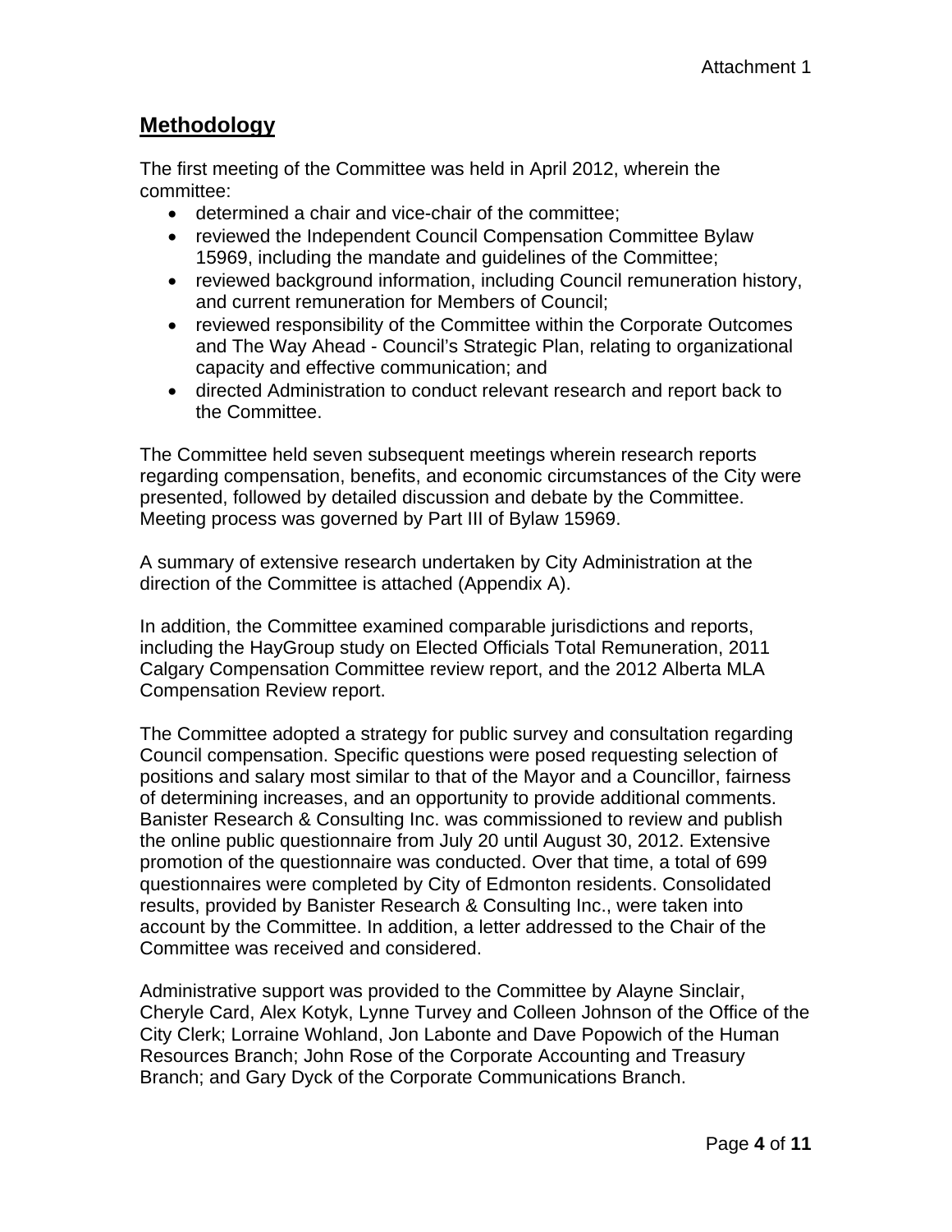## Methodology

The first meeting of the Committee was held in April 2012, wherein the committee:

- determined a chair and vice-chair of the committee;
- reviewed the Independent Council Compensation Committee Bylaw 15969, including the mandate and guidelines of the Committee;
- reviewed background information, including Council remuneration history, and current remuneration for Members of Council;
- reviewed responsibility of the Committee within the Corporate Outcomes and The Way Ahead - Council's Strategic Plan, relating to organizational capacity and effective communication; and
- directed Administration to conduct relevant research and report back to the Committee.

The Committee held seven subsequent meetings wherein research reports regarding compensation, benefits, and economic circumstances of the City were presented, followed by detailed discussion and debate by the Committee. Meeting process was governed by Part III of Bylaw 15969.

A summary of extensive research undertaken by City Administration at the direction of the Committee is attached (Appendix A).

In addition, the Committee examined comparable jurisdictions and reports, including the HayGroup study on Elected Officials Total Remuneration, 2011 Calgary Compensation Committee review report, and the 2012 Alberta MLA Compensation Review report.

The Committee adopted a strategy for public survey and consultation regarding Council compensation. Specific questions were posed requesting selection of positions and salary most similar to that of the Mayor and a Councillor, fairness of determining increases, and an opportunity to provide additional comments. Banister Research & Consulting Inc. was commissioned to review and publish the online public questionnaire from July 20 until August 30, 2012. Extensive promotion of the questionnaire was conducted. Over that time, a total of 699 questionnaires were completed by City of Edmonton residents. Consolidated results, provided by Banister Research & Consulting Inc., were taken into account by the Committee. In addition, a letter addressed to the Chair of the Committee was received and considered.

Administrative support was provided to the Committee by Alayne Sinclair, Cheryle Card, Alex Kotyk, Lynne Turvey and Colleen Johnson of the Office of the City Clerk; Lorraine Wohland, Jon Labonte and Dave Popowich of the Human Resources Branch; John Rose of the Corporate Accounting and Treasury Branch; and Gary Dyck of the Corporate Communications Branch.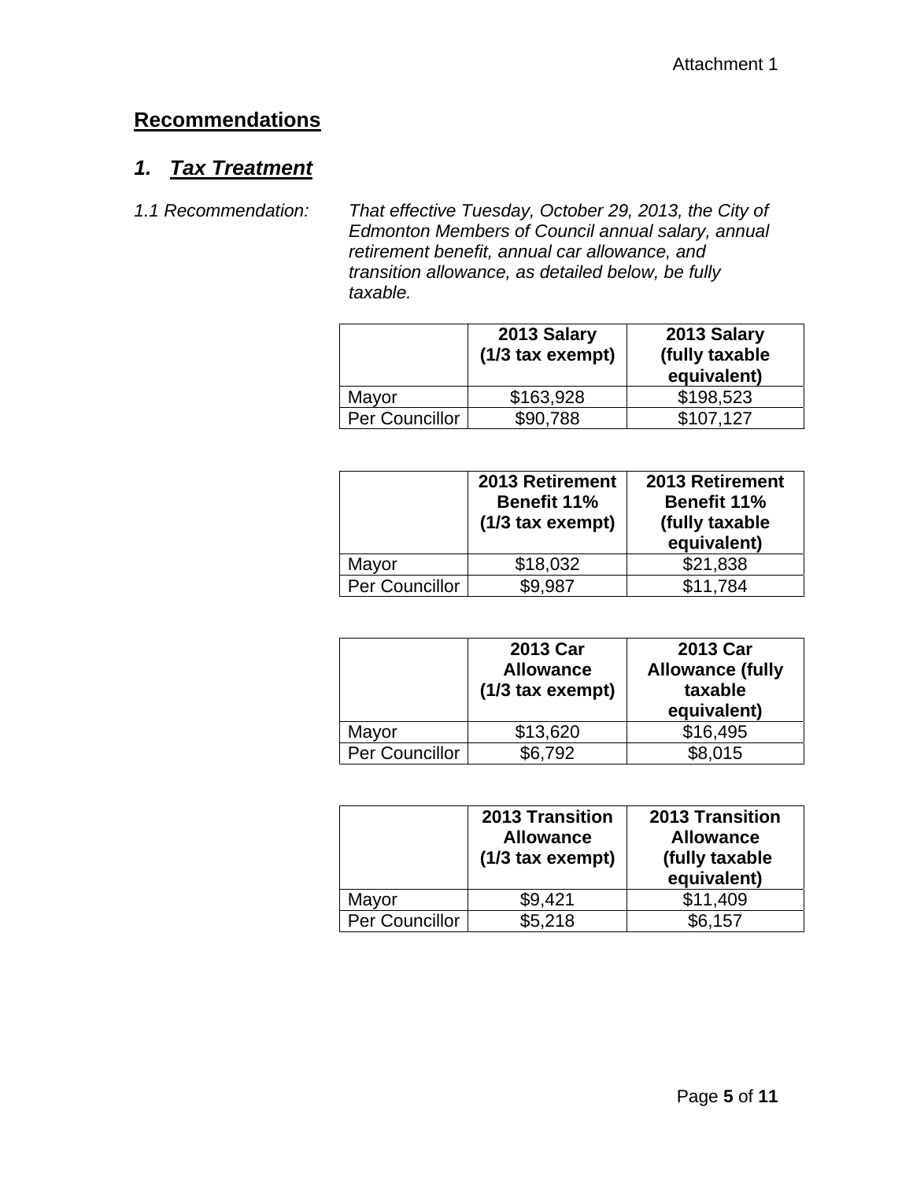Attachment 1

## Recommendations

### 1. *Tax Treatment*

*1.1 Recommendation:* *That effective Tuesday, October 29, 2013, the City of Edmonton Members of Council annual salary, annual retirement benefit, annual car allowance, and transition allowance, as detailed below, be fully taxable.*

| | 2013 Salary (1/3 tax exempt) | 2013 Salary (fully taxable equivalent) |
|---|---|---|
| Mayor | $163,928 | $198,523 |
| Per Councillor | $90,788 | $107,127 |

| | 2013 Retirement Benefit 11% (1/3 tax exempt) | 2013 Retirement Benefit 11% (fully taxable equivalent) |
|---|---|---|
| Mayor | $18,032 | $21,838 |
| Per Councillor | $9,987 | $11,784 |

| | 2013 Car Allowance (1/3 tax exempt) | 2013 Car Allowance (fully taxable equivalent) |
|---|---|---|
| Mayor | $13,620 | $16,495 |
| Per Councillor | $6,792 | $8,015 |

| | 2013 Transition Allowance (1/3 tax exempt) | 2013 Transition Allowance (fully taxable equivalent) |
|---|---|---|
| Mayor | $9,421 | $11,409 |
| Per Councillor | $5,218 | $6,157 |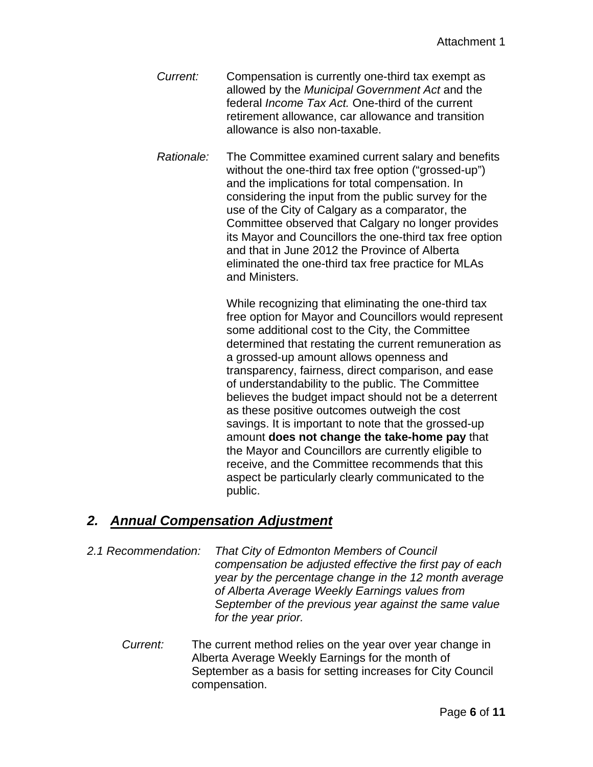*Current:* Compensation is currently one-third tax exempt as allowed by the *Municipal Government Act* and the federal *Income Tax Act.* One-third of the current retirement allowance, car allowance and transition allowance is also non-taxable.

*Rationale:* The Committee examined current salary and benefits without the one-third tax free option ("grossed-up") and the implications for total compensation. In considering the input from the public survey for the use of the City of Calgary as a comparator, the Committee observed that Calgary no longer provides its Mayor and Councillors the one-third tax free option and that in June 2012 the Province of Alberta eliminated the one-third tax free practice for MLAs and Ministers.

While recognizing that eliminating the one-third tax free option for Mayor and Councillors would represent some additional cost to the City, the Committee determined that restating the current remuneration as a grossed-up amount allows openness and transparency, fairness, direct comparison, and ease of understandability to the public. The Committee believes the budget impact should not be a deterrent as these positive outcomes outweigh the cost savings. It is important to note that the grossed-up amount **does not change the take-home pay** that the Mayor and Councillors are currently eligible to receive, and the Committee recommends that this aspect be particularly clearly communicated to the public.

## *2. Annual Compensation Adjustment*

*2.1 Recommendation: That City of Edmonton Members of Council compensation be adjusted effective the first pay of each year by the percentage change in the 12 month average of Alberta Average Weekly Earnings values from September of the previous year against the same value for the year prior.*

*Current:* The current method relies on the year over year change in Alberta Average Weekly Earnings for the month of September as a basis for setting increases for City Council compensation.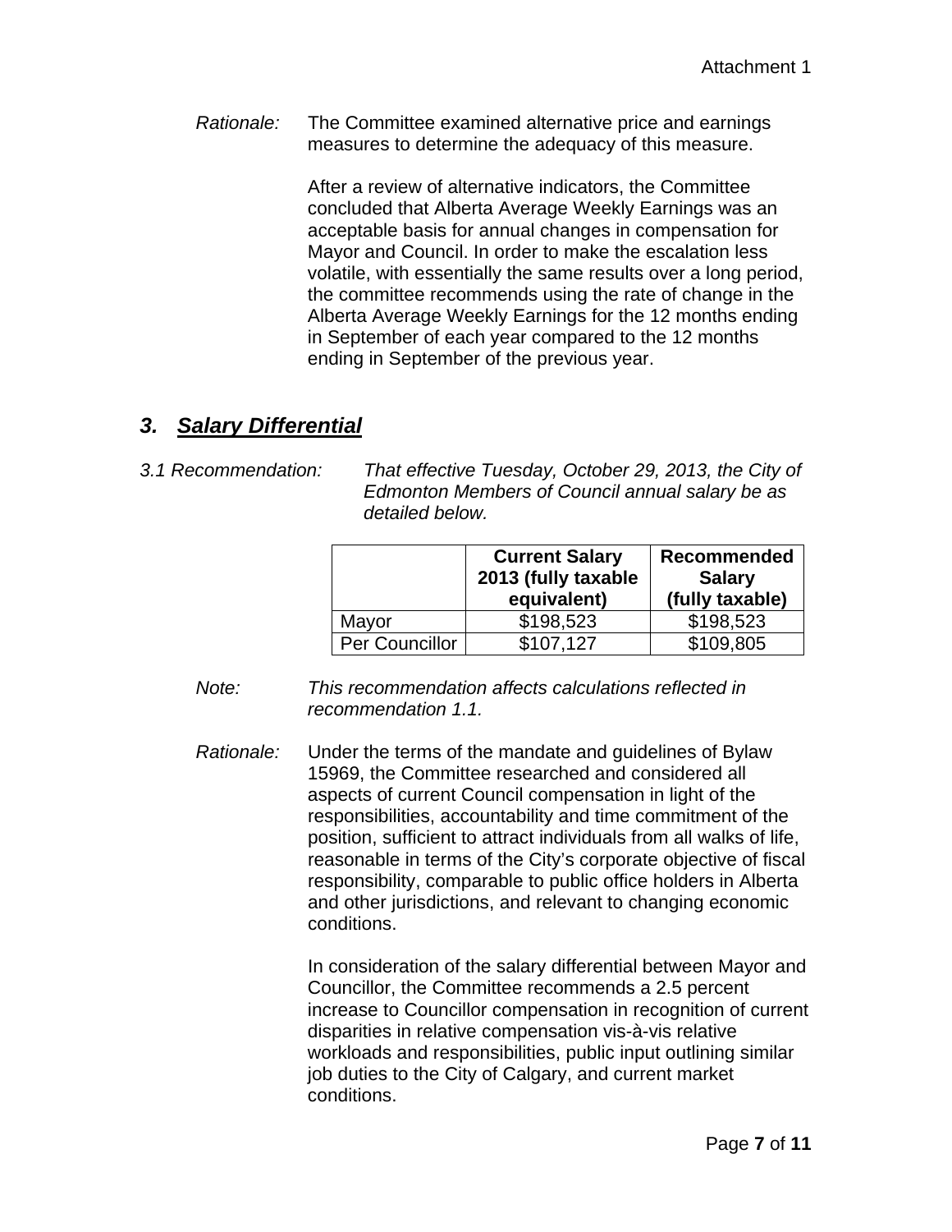*Rationale:* The Committee examined alternative price and earnings measures to determine the adequacy of this measure.

After a review of alternative indicators, the Committee concluded that Alberta Average Weekly Earnings was an acceptable basis for annual changes in compensation for Mayor and Council. In order to make the escalation less volatile, with essentially the same results over a long period, the committee recommends using the rate of change in the Alberta Average Weekly Earnings for the 12 months ending in September of each year compared to the 12 months ending in September of the previous year.

## 3. Salary Differential

*3.1 Recommendation:* *That effective Tuesday, October 29, 2013, the City of Edmonton Members of Council annual salary be as detailed below.*

| | Current Salary 2013 (fully taxable equivalent) | Recommended Salary (fully taxable) |
|---|---|---|
| Mayor | $198,523 | $198,523 |
| Per Councillor | $107,127 | $109,805 |

*Note:* *This recommendation affects calculations reflected in recommendation 1.1.*

*Rationale:* Under the terms of the mandate and guidelines of Bylaw 15969, the Committee researched and considered all aspects of current Council compensation in light of the responsibilities, accountability and time commitment of the position, sufficient to attract individuals from all walks of life, reasonable in terms of the City's corporate objective of fiscal responsibility, comparable to public office holders in Alberta and other jurisdictions, and relevant to changing economic conditions.

In consideration of the salary differential between Mayor and Councillor, the Committee recommends a 2.5 percent increase to Councillor compensation in recognition of current disparities in relative compensation vis-à-vis relative workloads and responsibilities, public input outlining similar job duties to the City of Calgary, and current market conditions.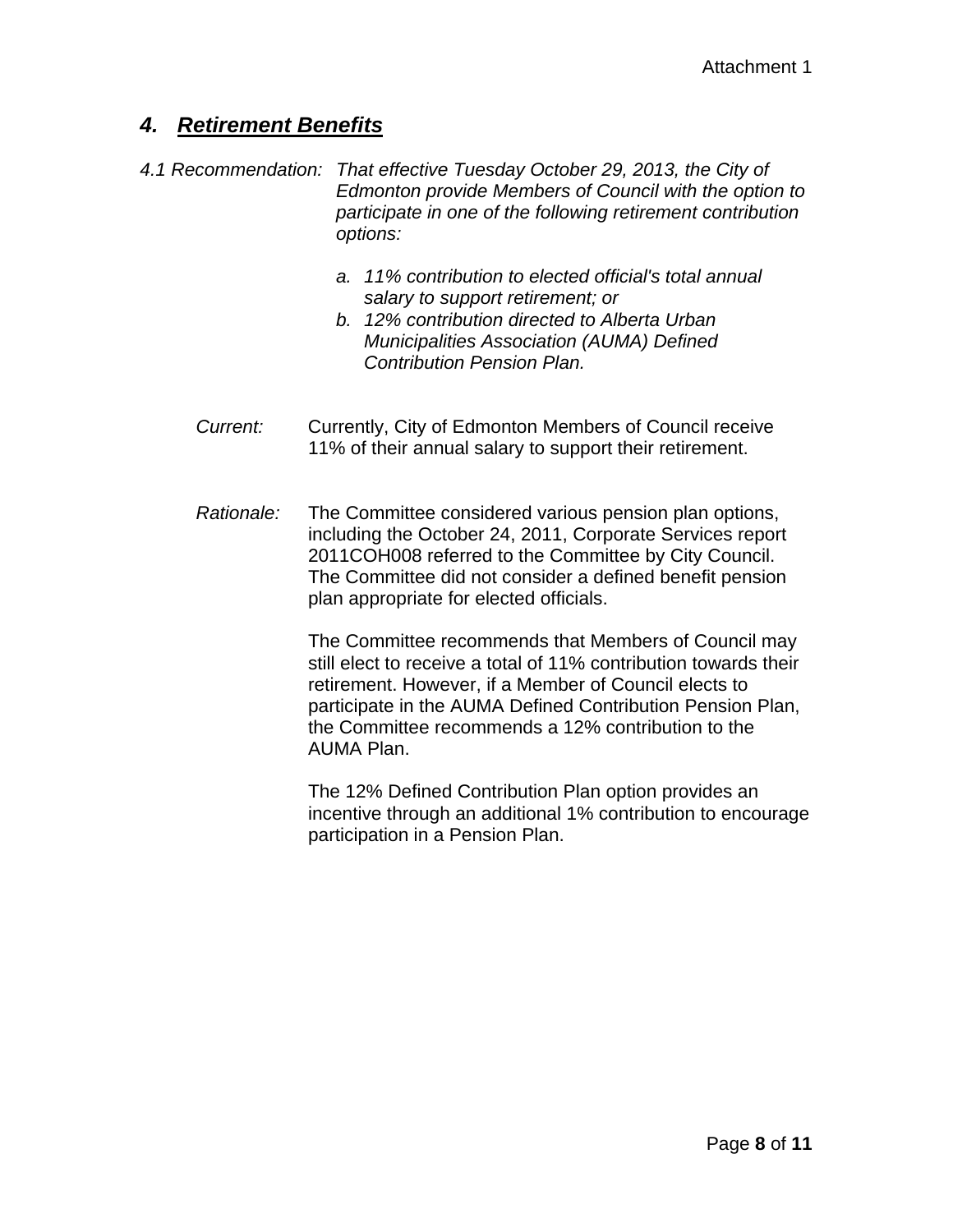## *4. Retirement Benefits*

*4.1 Recommendation:* *That effective Tuesday October 29, 2013, the City of Edmonton provide Members of Council with the option to participate in one of the following retirement contribution options:*

*a. 11% contribution to elected official's total annual salary to support retirement; or*
*b. 12% contribution directed to Alberta Urban Municipalities Association (AUMA) Defined Contribution Pension Plan.*

*Current:* Currently, City of Edmonton Members of Council receive 11% of their annual salary to support their retirement.

*Rationale:* The Committee considered various pension plan options, including the October 24, 2011, Corporate Services report 2011COH008 referred to the Committee by City Council. The Committee did not consider a defined benefit pension plan appropriate for elected officials.

The Committee recommends that Members of Council may still elect to receive a total of 11% contribution towards their retirement. However, if a Member of Council elects to participate in the AUMA Defined Contribution Pension Plan, the Committee recommends a 12% contribution to the AUMA Plan.

The 12% Defined Contribution Plan option provides an incentive through an additional 1% contribution to encourage participation in a Pension Plan.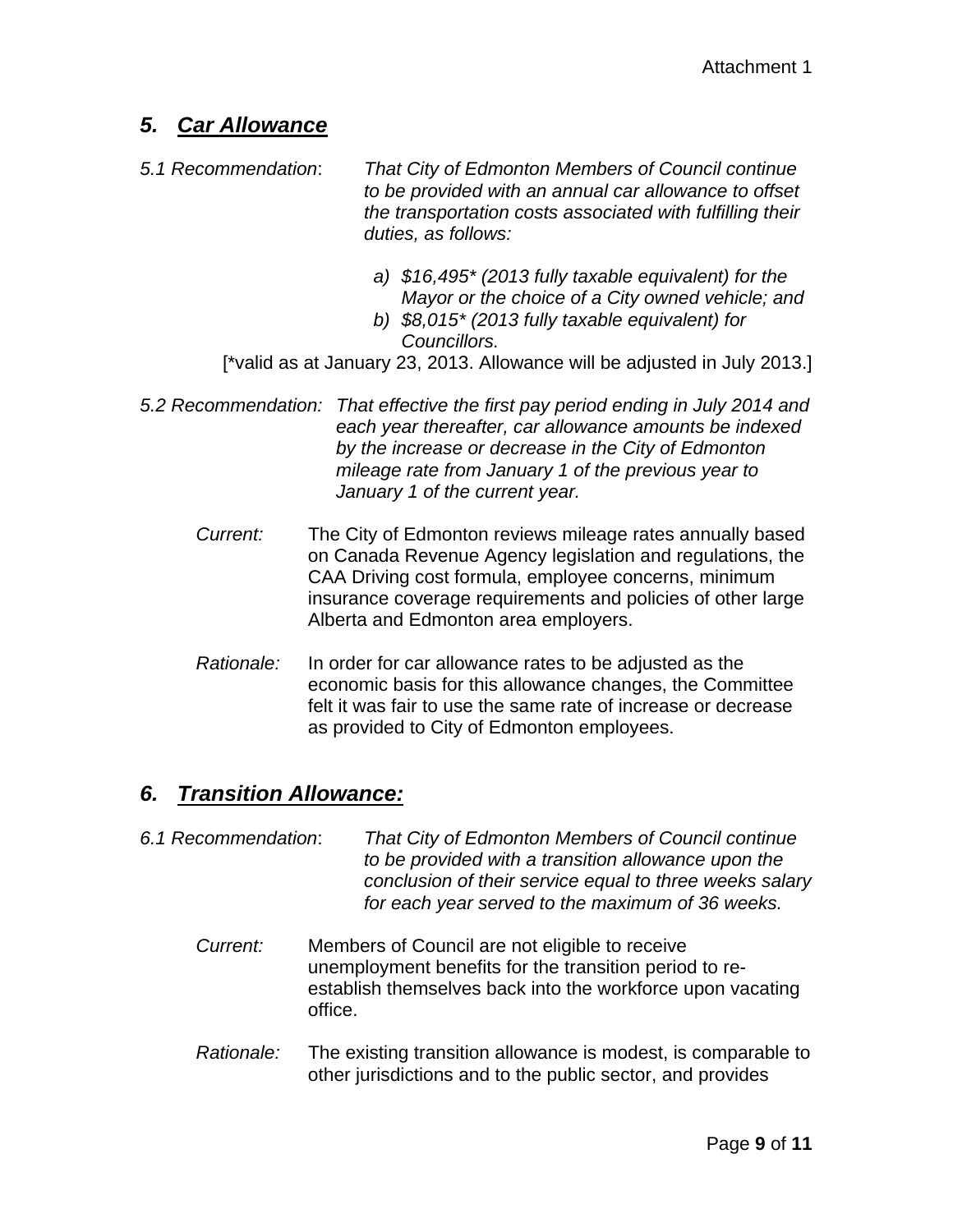## *5. Car Allowance*

*5.1 Recommendation*: *That City of Edmonton Members of Council continue to be provided with an annual car allowance to offset the transportation costs associated with fulfilling their duties, as follows:*

*a) $16,495* (2013 fully taxable equivalent) for the Mayor or the choice of a City owned vehicle; and*
*b) $8,015* (2013 fully taxable equivalent) for Councillors.*

[*valid as at January 23, 2013. Allowance will be adjusted in July 2013.]

*5.2 Recommendation: That effective the first pay period ending in July 2014 and each year thereafter, car allowance amounts be indexed by the increase or decrease in the City of Edmonton mileage rate from January 1 of the previous year to January 1 of the current year.*

*Current:* The City of Edmonton reviews mileage rates annually based on Canada Revenue Agency legislation and regulations, the CAA Driving cost formula, employee concerns, minimum insurance coverage requirements and policies of other large Alberta and Edmonton area employers.

*Rationale:* In order for car allowance rates to be adjusted as the economic basis for this allowance changes, the Committee felt it was fair to use the same rate of increase or decrease as provided to City of Edmonton employees.

## *6. Transition Allowance:*

*6.1 Recommendation*: *That City of Edmonton Members of Council continue to be provided with a transition allowance upon the conclusion of their service equal to three weeks salary for each year served to the maximum of 36 weeks.*

*Current:* Members of Council are not eligible to receive unemployment benefits for the transition period to re-establish themselves back into the workforce upon vacating office.

*Rationale:* The existing transition allowance is modest, is comparable to other jurisdictions and to the public sector, and provides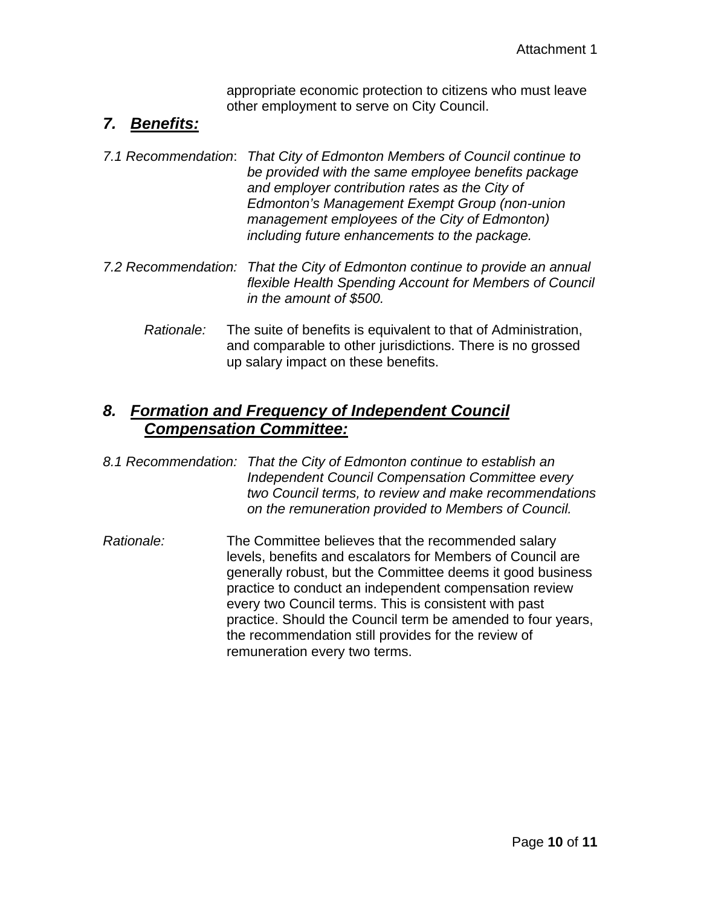appropriate economic protection to citizens who must leave other employment to serve on City Council.

## *7. Benefits:*

*7.1 Recommendation*: *That City of Edmonton Members of Council continue to be provided with the same employee benefits package and employer contribution rates as the City of Edmonton's Management Exempt Group (non-union management employees of the City of Edmonton) including future enhancements to the package.*

*7.2 Recommendation: That the City of Edmonton continue to provide an annual flexible Health Spending Account for Members of Council in the amount of $500.*

*Rationale:* The suite of benefits is equivalent to that of Administration, and comparable to other jurisdictions. There is no grossed up salary impact on these benefits.

## *8. Formation and Frequency of Independent Council Compensation Committee:*

*8.1 Recommendation: That the City of Edmonton continue to establish an Independent Council Compensation Committee every two Council terms, to review and make recommendations on the remuneration provided to Members of Council.*

*Rationale:* The Committee believes that the recommended salary levels, benefits and escalators for Members of Council are generally robust, but the Committee deems it good business practice to conduct an independent compensation review every two Council terms. This is consistent with past practice. Should the Council term be amended to four years, the recommendation still provides for the review of remuneration every two terms.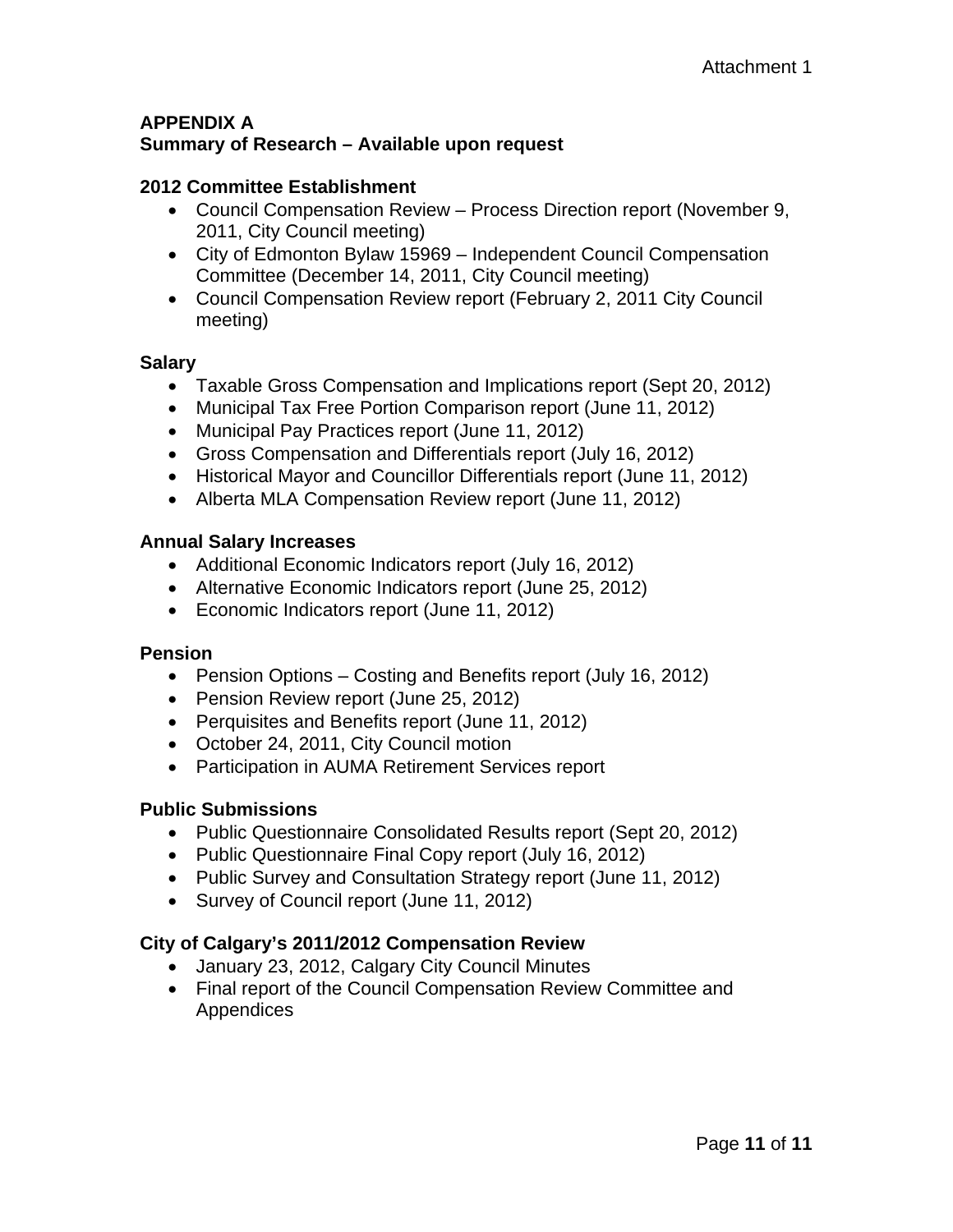# APPENDIX A
## Summary of Research – Available upon request

### 2012 Committee Establishment

- Council Compensation Review – Process Direction report (November 9, 2011, City Council meeting)
- City of Edmonton Bylaw 15969 – Independent Council Compensation Committee (December 14, 2011, City Council meeting)
- Council Compensation Review report (February 2, 2011 City Council meeting)

### Salary

- Taxable Gross Compensation and Implications report (Sept 20, 2012)
- Municipal Tax Free Portion Comparison report (June 11, 2012)
- Municipal Pay Practices report (June 11, 2012)
- Gross Compensation and Differentials report (July 16, 2012)
- Historical Mayor and Councillor Differentials report (June 11, 2012)
- Alberta MLA Compensation Review report (June 11, 2012)

### Annual Salary Increases

- Additional Economic Indicators report (July 16, 2012)
- Alternative Economic Indicators report (June 25, 2012)
- Economic Indicators report (June 11, 2012)

### Pension

- Pension Options – Costing and Benefits report (July 16, 2012)
- Pension Review report (June 25, 2012)
- Perquisites and Benefits report (June 11, 2012)
- October 24, 2011, City Council motion
- Participation in AUMA Retirement Services report

### Public Submissions

- Public Questionnaire Consolidated Results report (Sept 20, 2012)
- Public Questionnaire Final Copy report (July 16, 2012)
- Public Survey and Consultation Strategy report (June 11, 2012)
- Survey of Council report (June 11, 2012)

### City of Calgary's 2011/2012 Compensation Review

- January 23, 2012, Calgary City Council Minutes
- Final report of the Council Compensation Review Committee and Appendices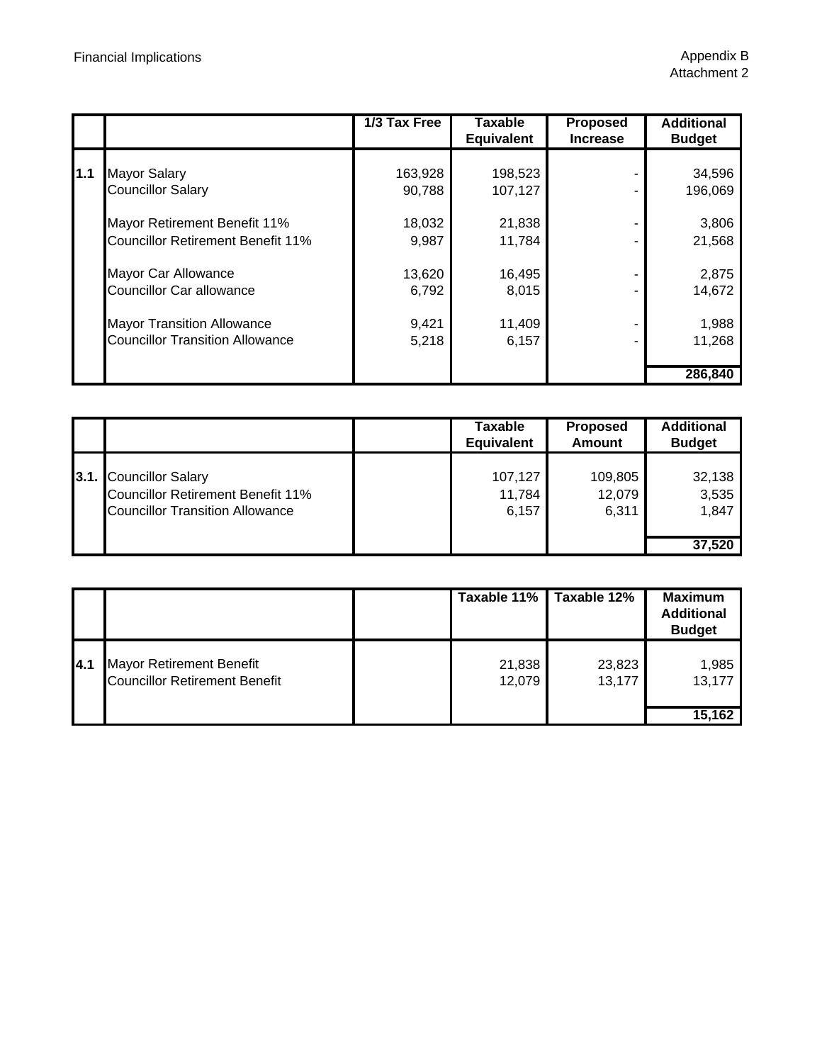Financial Implications

Appendix B
Attachment 2

| | | 1/3 Tax Free | Taxable Equivalent | Proposed Increase | Additional Budget |
|---|---|---|---|---|---|
| 1.1 | Mayor Salary | 163,928 | 198,523 | - | 34,596 |
| | Councillor Salary | 90,788 | 107,127 | - | 196,069 |
| | Mayor Retirement Benefit 11% | 18,032 | 21,838 | - | 3,806 |
| | Councillor Retirement Benefit 11% | 9,987 | 11,784 | - | 21,568 |
| | Mayor Car Allowance | 13,620 | 16,495 | - | 2,875 |
| | Councillor Car allowance | 6,792 | 8,015 | - | 14,672 |
| | Mayor Transition Allowance | 9,421 | 11,409 | - | 1,988 |
| | Councillor Transition Allowance | 5,218 | 6,157 | - | 11,268 |
| | | | | | **286,840** |

| | | | Taxable Equivalent | Proposed Amount | Additional Budget |
|---|---|---|---|---|---|
| 3.1. | Councillor Salary | | 107,127 | 109,805 | 32,138 |
| | Councillor Retirement Benefit 11% | | 11,784 | 12,079 | 3,535 |
| | Councillor Transition Allowance | | 6,157 | 6,311 | 1,847 |
| | | | | | **37,520** |

| | | | Taxable 11% | Taxable 12% | Maximum Additional Budget |
|---|---|---|---|---|---|
| 4.1 | Mayor Retirement Benefit | | 21,838 | 23,823 | 1,985 |
| | Councillor Retirement Benefit | | 12,079 | 13,177 | 13,177 |
| | | | | | **15,162** |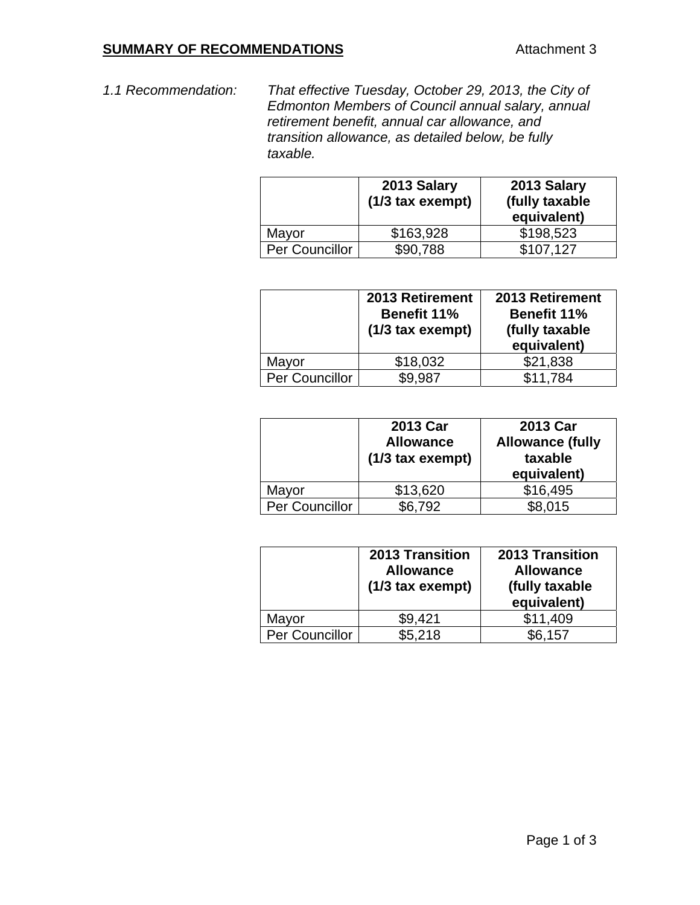**SUMMARY OF RECOMMENDATIONS** Attachment 3

*1.1 Recommendation: That effective Tuesday, October 29, 2013, the City of Edmonton Members of Council annual salary, annual retirement benefit, annual car allowance, and transition allowance, as detailed below, be fully taxable.*

| | 2013 Salary (1/3 tax exempt) | 2013 Salary (fully taxable equivalent) |
|---|---|---|
| Mayor | $163,928 | $198,523 |
| Per Councillor | $90,788 | $107,127 |

| | 2013 Retirement Benefit 11% (1/3 tax exempt) | 2013 Retirement Benefit 11% (fully taxable equivalent) |
|---|---|---|
| Mayor | $18,032 | $21,838 |
| Per Councillor | $9,987 | $11,784 |

| | 2013 Car Allowance (1/3 tax exempt) | 2013 Car Allowance (fully taxable equivalent) |
|---|---|---|
| Mayor | $13,620 | $16,495 |
| Per Councillor | $6,792 | $8,015 |

| | 2013 Transition Allowance (1/3 tax exempt) | 2013 Transition Allowance (fully taxable equivalent) |
|---|---|---|
| Mayor | $9,421 | $11,409 |
| Per Councillor | $5,218 | $6,157 |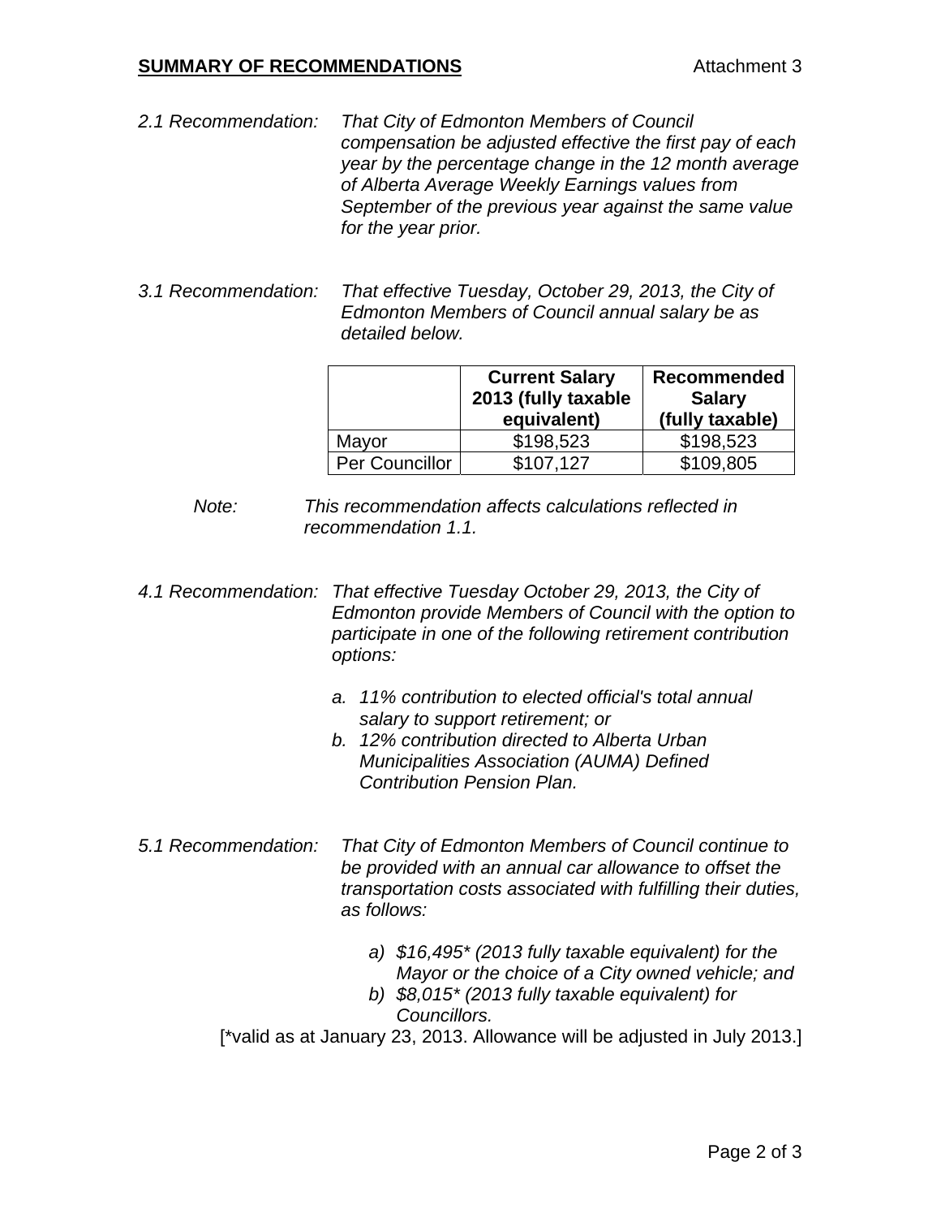## SUMMARY OF RECOMMENDATIONS

Attachment 3

*2.1 Recommendation: That City of Edmonton Members of Council compensation be adjusted effective the first pay of each year by the percentage change in the 12 month average of Alberta Average Weekly Earnings values from September of the previous year against the same value for the year prior.*

*3.1 Recommendation: That effective Tuesday, October 29, 2013, the City of Edmonton Members of Council annual salary be as detailed below.*

| | Current Salary 2013 (fully taxable equivalent) | Recommended Salary (fully taxable) |
|---|---|---|
| Mayor | $198,523 | $198,523 |
| Per Councillor | $107,127 | $109,805 |

*Note: This recommendation affects calculations reflected in recommendation 1.1.*

*4.1 Recommendation: That effective Tuesday October 29, 2013, the City of Edmonton provide Members of Council with the option to participate in one of the following retirement contribution options:*

*a. 11% contribution to elected official's total annual salary to support retirement; or*
*b. 12% contribution directed to Alberta Urban Municipalities Association (AUMA) Defined Contribution Pension Plan.*

*5.1 Recommendation: That City of Edmonton Members of Council continue to be provided with an annual car allowance to offset the transportation costs associated with fulfilling their duties, as follows:*

*a) $16,495* (2013 fully taxable equivalent) for the Mayor or the choice of a City owned vehicle; and*
*b) $8,015* (2013 fully taxable equivalent) for Councillors.*

[*valid as at January 23, 2013. Allowance will be adjusted in July 2013.]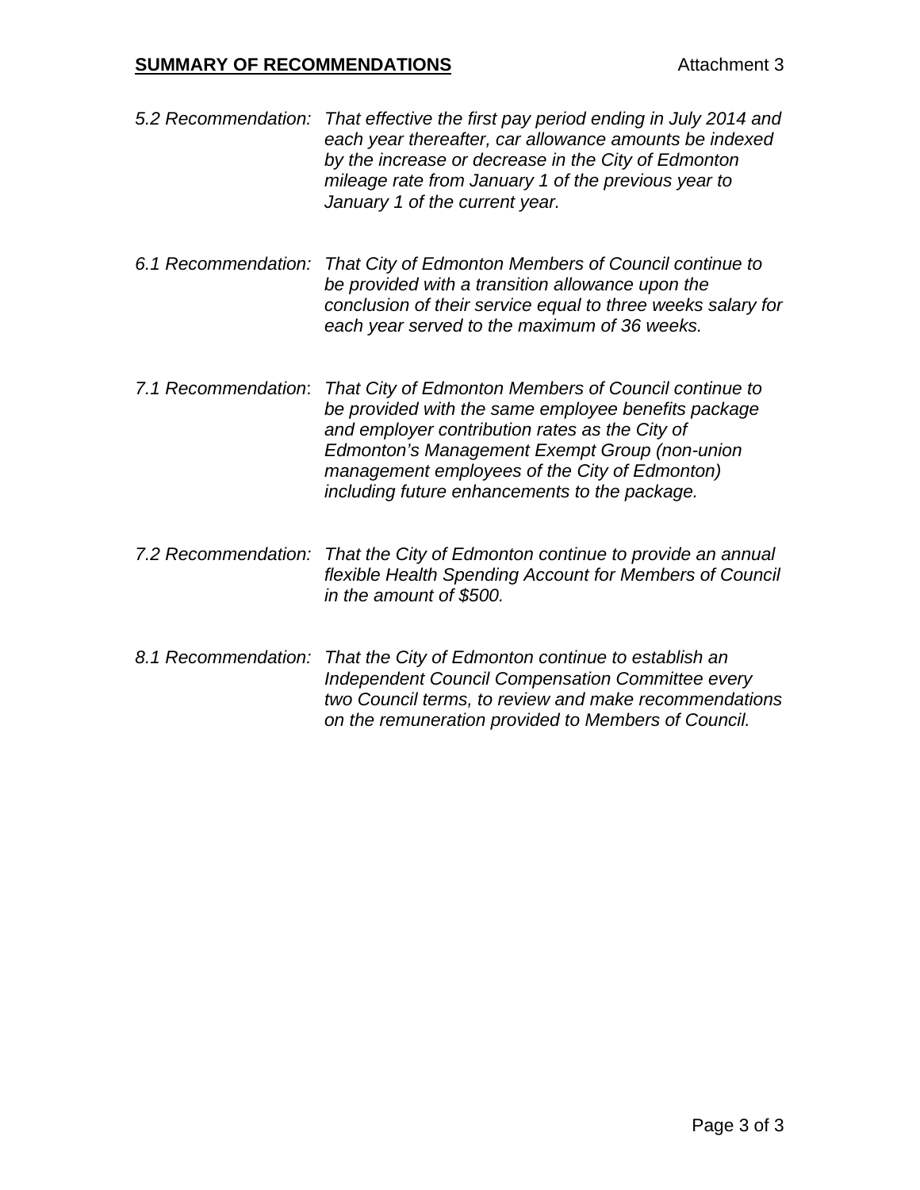**SUMMARY OF RECOMMENDATIONS** Attachment 3

*5.2 Recommendation: That effective the first pay period ending in July 2014 and each year thereafter, car allowance amounts be indexed by the increase or decrease in the City of Edmonton mileage rate from January 1 of the previous year to January 1 of the current year.*

*6.1 Recommendation: That City of Edmonton Members of Council continue to be provided with a transition allowance upon the conclusion of their service equal to three weeks salary for each year served to the maximum of 36 weeks.*

*7.1 Recommendation: That City of Edmonton Members of Council continue to be provided with the same employee benefits package and employer contribution rates as the City of Edmonton's Management Exempt Group (non-union management employees of the City of Edmonton) including future enhancements to the package.*

*7.2 Recommendation: That the City of Edmonton continue to provide an annual flexible Health Spending Account for Members of Council in the amount of $500.*

*8.1 Recommendation: That the City of Edmonton continue to establish an Independent Council Compensation Committee every two Council terms, to review and make recommendations on the remuneration provided to Members of Council.*